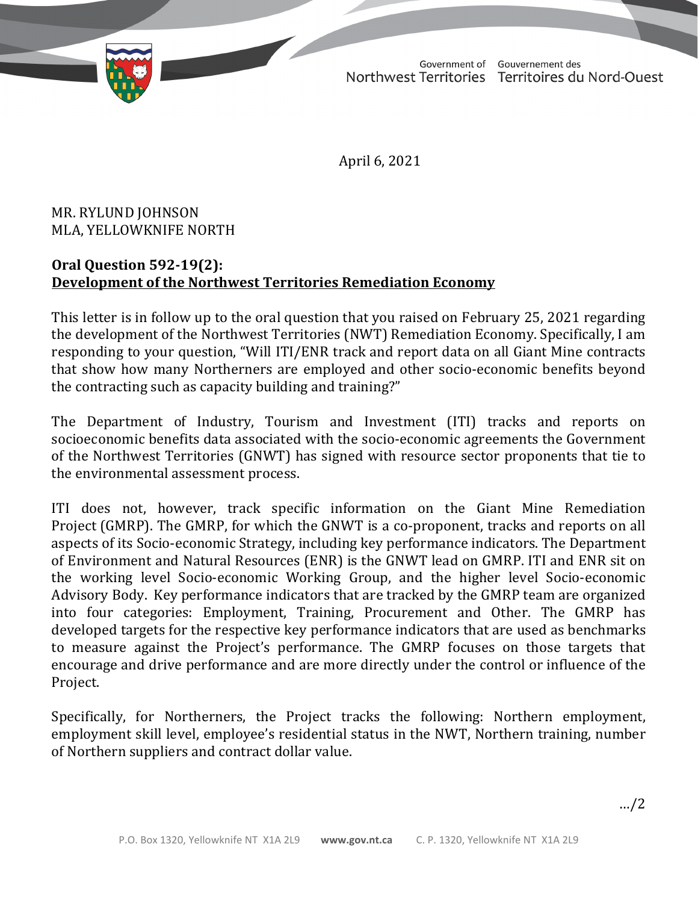Government of Northwest Territories | Gouvernement des Territoires du Nord-Ouest

April 6, 2021

MR. RYLUND JOHNSON
MLA, YELLOWKNIFE NORTH

**Oral Question 592-19(2):**
**<u>Development of the Northwest Territories Remediation Economy</u>**

This letter is in follow up to the oral question that you raised on February 25, 2021 regarding the development of the Northwest Territories (NWT) Remediation Economy. Specifically, I am responding to your question, "Will ITI/ENR track and report data on all Giant Mine contracts that show how many Northerners are employed and other socio-economic benefits beyond the contracting such as capacity building and training?"

The Department of Industry, Tourism and Investment (ITI) tracks and reports on socioeconomic benefits data associated with the socio-economic agreements the Government of the Northwest Territories (GNWT) has signed with resource sector proponents that tie to the environmental assessment process.

ITI does not, however, track specific information on the Giant Mine Remediation Project (GMRP). The GMRP, for which the GNWT is a co-proponent, tracks and reports on all aspects of its Socio-economic Strategy, including key performance indicators. The Department of Environment and Natural Resources (ENR) is the GNWT lead on GMRP. ITI and ENR sit on the working level Socio-economic Working Group, and the higher level Socio-economic Advisory Body. Key performance indicators that are tracked by the GMRP team are organized into four categories: Employment, Training, Procurement and Other. The GMRP has developed targets for the respective key performance indicators that are used as benchmarks to measure against the Project's performance. The GMRP focuses on those targets that encourage and drive performance and are more directly under the control or influence of the Project.

Specifically, for Northerners, the Project tracks the following: Northern employment, employment skill level, employee's residential status in the NWT, Northern training, number of Northern suppliers and contract dollar value.

…/2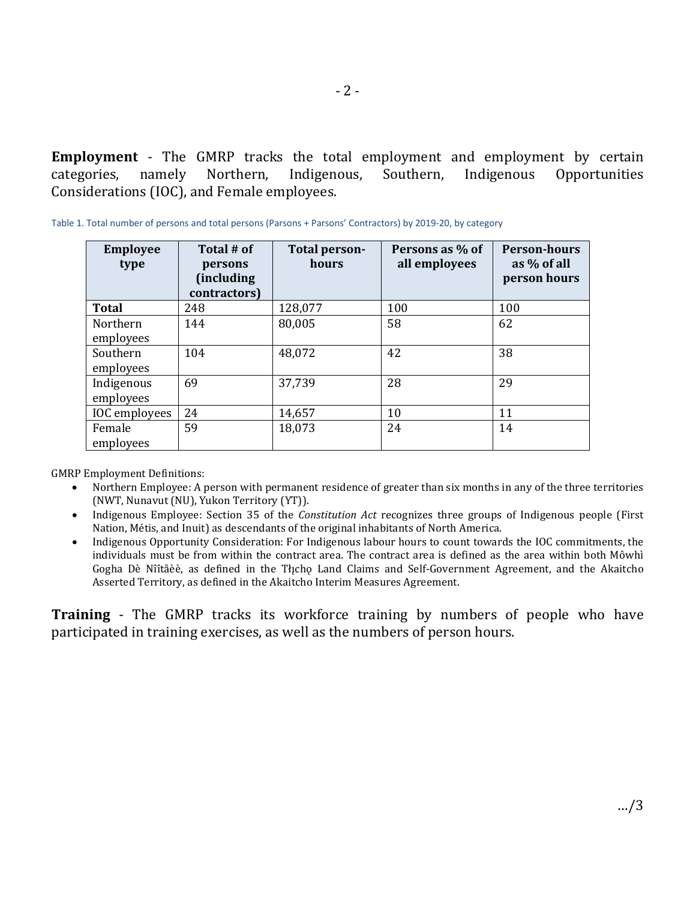**Employment** - The GMRP tracks the total employment and employment by certain categories, namely Northern, Indigenous, Southern, Indigenous Opportunities Considerations (IOC), and Female employees.

Table 1. Total number of persons and total persons (Parsons + Parsons' Contractors) by 2019-20, by category

| Employee type | Total # of persons (including contractors) | Total person-hours | Persons as % of all employees | Person-hours as % of all person hours |
|---|---|---|---|---|
| **Total** | 248 | 128,077 | 100 | 100 |
| Northern employees | 144 | 80,005 | 58 | 62 |
| Southern employees | 104 | 48,072 | 42 | 38 |
| Indigenous employees | 69 | 37,739 | 28 | 29 |
| IOC employees | 24 | 14,657 | 10 | 11 |
| Female employees | 59 | 18,073 | 24 | 14 |

GMRP Employment Definitions:

- Northern Employee: A person with permanent residence of greater than six months in any of the three territories (NWT, Nunavut (NU), Yukon Territory (YT)).
- Indigenous Employee: Section 35 of the *Constitution Act* recognizes three groups of Indigenous people (First Nation, Métis, and Inuit) as descendants of the original inhabitants of North America.
- Indigenous Opportunity Consideration: For Indigenous labour hours to count towards the IOC commitments, the individuals must be from within the contract area. The contract area is defined as the area within both Môwhì Gogha Dè Nîîtåèè, as defined in the Tłı̨chǫ Land Claims and Self-Government Agreement, and the Akaitcho Asserted Territory, as defined in the Akaitcho Interim Measures Agreement.

**Training** - The GMRP tracks its workforce training by numbers of people who have participated in training exercises, as well as the numbers of person hours.

…/3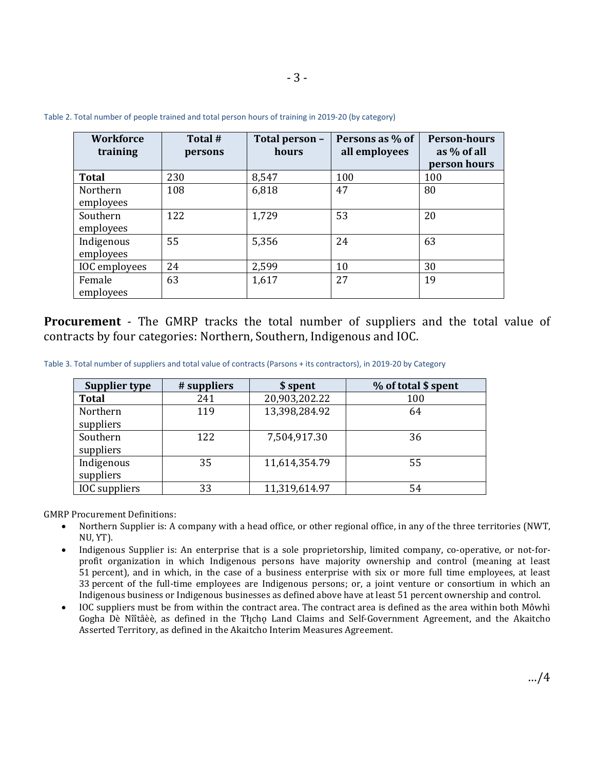Table 2. Total number of people trained and total person hours of training in 2019-20 (by category)

| Workforce training | Total # persons | Total person – hours | Persons as % of all employees | Person-hours as % of all person hours |
|---|---|---|---|---|
| **Total** | 230 | 8,547 | 100 | 100 |
| Northern employees | 108 | 6,818 | 47 | 80 |
| Southern employees | 122 | 1,729 | 53 | 20 |
| Indigenous employees | 55 | 5,356 | 24 | 63 |
| IOC employees | 24 | 2,599 | 10 | 30 |
| Female employees | 63 | 1,617 | 27 | 19 |

**Procurement** - The GMRP tracks the total number of suppliers and the total value of contracts by four categories: Northern, Southern, Indigenous and IOC.

Table 3. Total number of suppliers and total value of contracts (Parsons + its contractors), in 2019-20 by Category

| Supplier type | # suppliers | $ spent | % of total $ spent |
|---|---|---|---|
| **Total** | 241 | 20,903,202.22 | 100 |
| Northern suppliers | 119 | 13,398,284.92 | 64 |
| Southern suppliers | 122 | 7,504,917.30 | 36 |
| Indigenous suppliers | 35 | 11,614,354.79 | 55 |
| IOC suppliers | 33 | 11,319,614.97 | 54 |

GMRP Procurement Definitions:

- Northern Supplier is: A company with a head office, or other regional office, in any of the three territories (NWT, NU, YT).
- Indigenous Supplier is: An enterprise that is a sole proprietorship, limited company, co-operative, or not-for-profit organization in which Indigenous persons have majority ownership and control (meaning at least 51 percent), and in which, in the case of a business enterprise with six or more full time employees, at least 33 percent of the full-time employees are Indigenous persons; or, a joint venture or consortium in which an Indigenous business or Indigenous businesses as defined above have at least 51 percent ownership and control.
- IOC suppliers must be from within the contract area. The contract area is defined as the area within both Môwhì Gogha Dè Nîîtåèè, as defined in the Tłįchǫ Land Claims and Self-Government Agreement, and the Akaitcho Asserted Territory, as defined in the Akaitcho Interim Measures Agreement.

…/4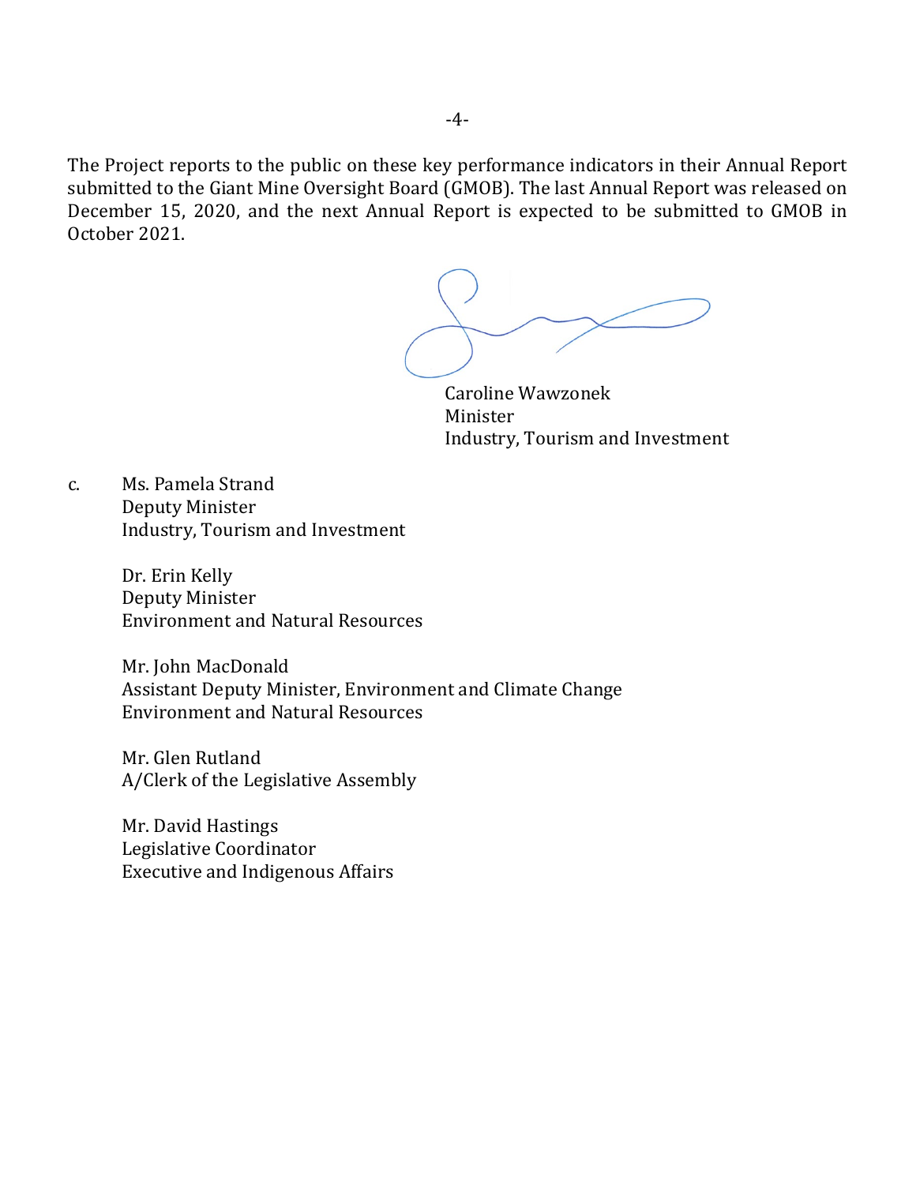The Project reports to the public on these key performance indicators in their Annual Report submitted to the Giant Mine Oversight Board (GMOB). The last Annual Report was released on December 15, 2020, and the next Annual Report is expected to be submitted to GMOB in October 2021.

Caroline Wawzonek
Minister
Industry, Tourism and Investment

c. Ms. Pamela Strand
Deputy Minister
Industry, Tourism and Investment

Dr. Erin Kelly
Deputy Minister
Environment and Natural Resources

Mr. John MacDonald
Assistant Deputy Minister, Environment and Climate Change
Environment and Natural Resources

Mr. Glen Rutland
A/Clerk of the Legislative Assembly

Mr. David Hastings
Legislative Coordinator
Executive and Indigenous Affairs